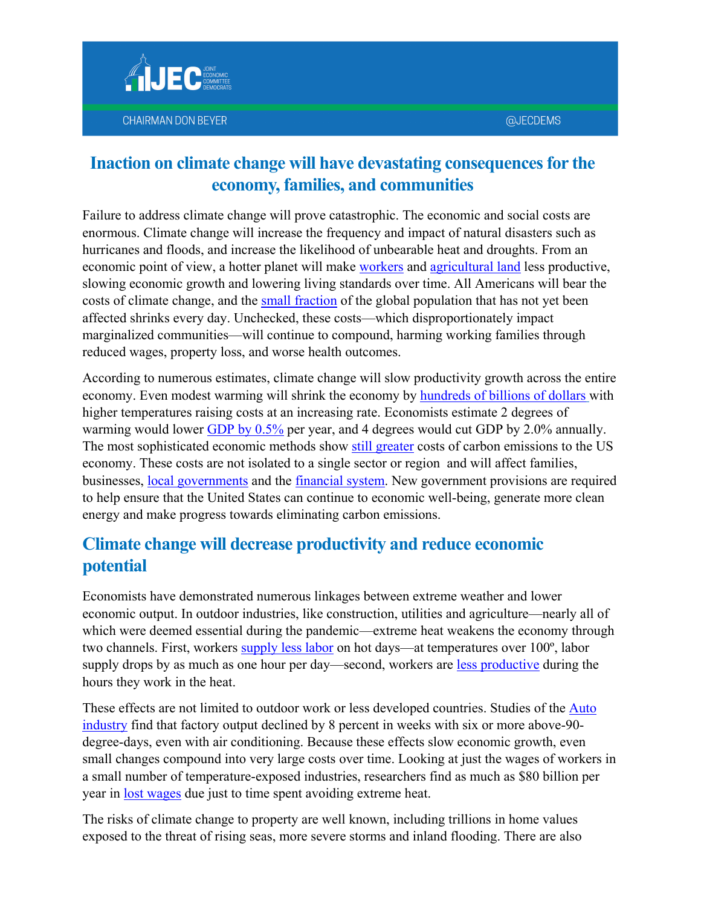JEC JOINT ECONOMIC COMMITTEE DEMOCRATS

CHAIRMAN DON BEYER @JECDEMS

# Inaction on climate change will have devastating consequences for the economy, families, and communities

Failure to address climate change will prove catastrophic. The economic and social costs are enormous. Climate change will increase the frequency and impact of natural disasters such as hurricanes and floods, and increase the likelihood of unbearable heat and droughts. From an economic point of view, a hotter planet will make workers and agricultural land less productive, slowing economic growth and lowering living standards over time. All Americans will bear the costs of climate change, and the small fraction of the global population that has not yet been affected shrinks every day. Unchecked, these costs—which disproportionately impact marginalized communities—will continue to compound, harming working families through reduced wages, property loss, and worse health outcomes.

According to numerous estimates, climate change will slow productivity growth across the entire economy. Even modest warming will shrink the economy by hundreds of billions of dollars with higher temperatures raising costs at an increasing rate. Economists estimate 2 degrees of warming would lower GDP by 0.5% per year, and 4 degrees would cut GDP by 2.0% annually. The most sophisticated economic methods show still greater costs of carbon emissions to the US economy. These costs are not isolated to a single sector or region and will affect families, businesses, local governments and the financial system. New government provisions are required to help ensure that the United States can continue to economic well-being, generate more clean energy and make progress towards eliminating carbon emissions.

## Climate change will decrease productivity and reduce economic potential

Economists have demonstrated numerous linkages between extreme weather and lower economic output. In outdoor industries, like construction, utilities and agriculture—nearly all of which were deemed essential during the pandemic—extreme heat weakens the economy through two channels. First, workers supply less labor on hot days—at temperatures over 100º, labor supply drops by as much as one hour per day—second, workers are less productive during the hours they work in the heat.

These effects are not limited to outdoor work or less developed countries. Studies of the Auto industry find that factory output declined by 8 percent in weeks with six or more above-90-degree-days, even with air conditioning. Because these effects slow economic growth, even small changes compound into very large costs over time. Looking at just the wages of workers in a small number of temperature-exposed industries, researchers find as much as $80 billion per year in lost wages due just to time spent avoiding extreme heat.

The risks of climate change to property are well known, including trillions in home values exposed to the threat of rising seas, more severe storms and inland flooding. There are also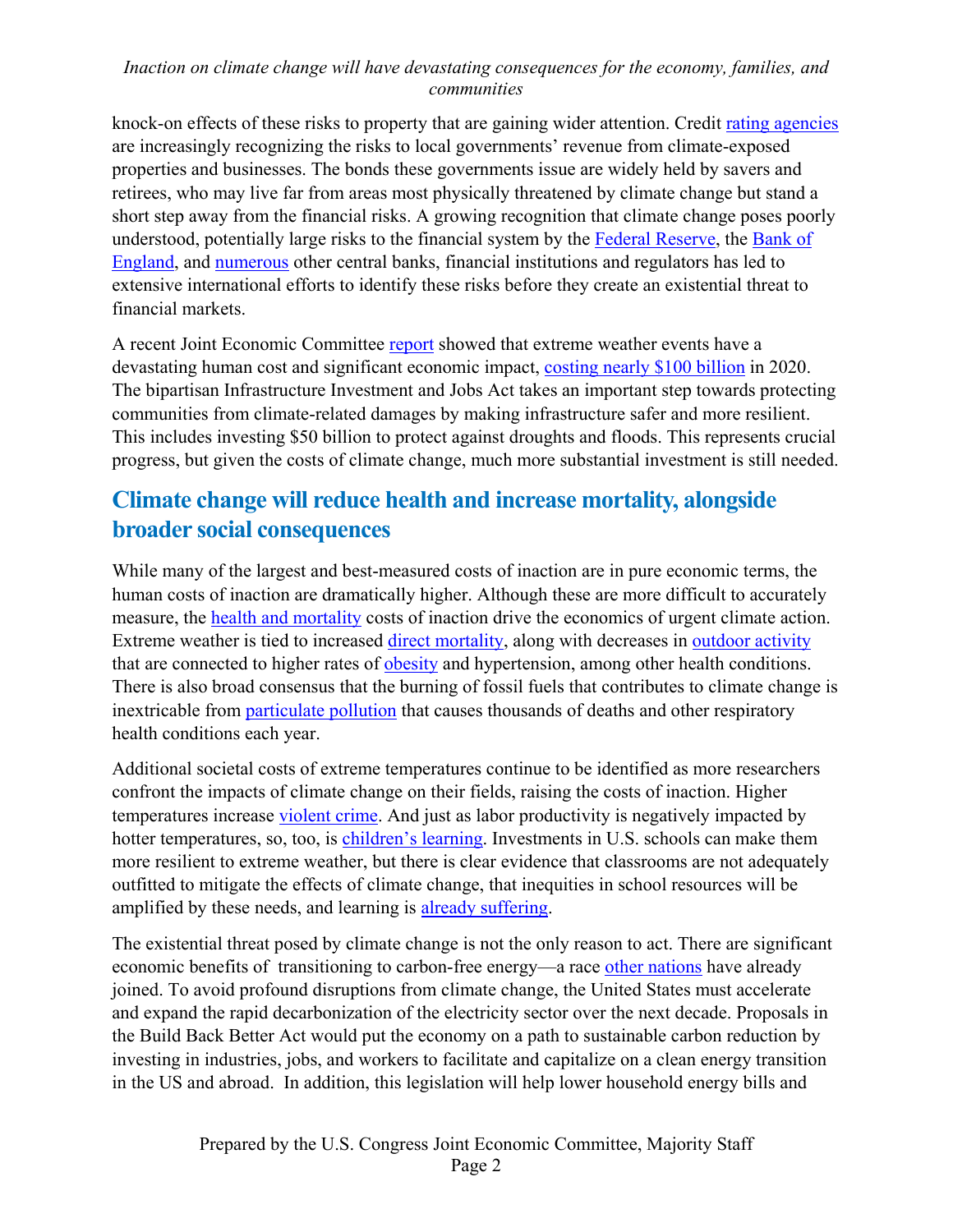knock-on effects of these risks to property that are gaining wider attention. Credit rating agencies are increasingly recognizing the risks to local governments' revenue from climate-exposed properties and businesses. The bonds these governments issue are widely held by savers and retirees, who may live far from areas most physically threatened by climate change but stand a short step away from the financial risks. A growing recognition that climate change poses poorly understood, potentially large risks to the financial system by the Federal Reserve, the Bank of England, and numerous other central banks, financial institutions and regulators has led to extensive international efforts to identify these risks before they create an existential threat to financial markets.

A recent Joint Economic Committee report showed that extreme weather events have a devastating human cost and significant economic impact, costing nearly $100 billion in 2020. The bipartisan Infrastructure Investment and Jobs Act takes an important step towards protecting communities from climate-related damages by making infrastructure safer and more resilient. This includes investing $50 billion to protect against droughts and floods. This represents crucial progress, but given the costs of climate change, much more substantial investment is still needed.

## Climate change will reduce health and increase mortality, alongside broader social consequences

While many of the largest and best-measured costs of inaction are in pure economic terms, the human costs of inaction are dramatically higher. Although these are more difficult to accurately measure, the health and mortality costs of inaction drive the economics of urgent climate action. Extreme weather is tied to increased direct mortality, along with decreases in outdoor activity that are connected to higher rates of obesity and hypertension, among other health conditions. There is also broad consensus that the burning of fossil fuels that contributes to climate change is inextricable from particulate pollution that causes thousands of deaths and other respiratory health conditions each year.

Additional societal costs of extreme temperatures continue to be identified as more researchers confront the impacts of climate change on their fields, raising the costs of inaction. Higher temperatures increase violent crime. And just as labor productivity is negatively impacted by hotter temperatures, so, too, is children's learning. Investments in U.S. schools can make them more resilient to extreme weather, but there is clear evidence that classrooms are not adequately outfitted to mitigate the effects of climate change, that inequities in school resources will be amplified by these needs, and learning is already suffering.

The existential threat posed by climate change is not the only reason to act. There are significant economic benefits of transitioning to carbon-free energy—a race other nations have already joined. To avoid profound disruptions from climate change, the United States must accelerate and expand the rapid decarbonization of the electricity sector over the next decade. Proposals in the Build Back Better Act would put the economy on a path to sustainable carbon reduction by investing in industries, jobs, and workers to facilitate and capitalize on a clean energy transition in the US and abroad. In addition, this legislation will help lower household energy bills and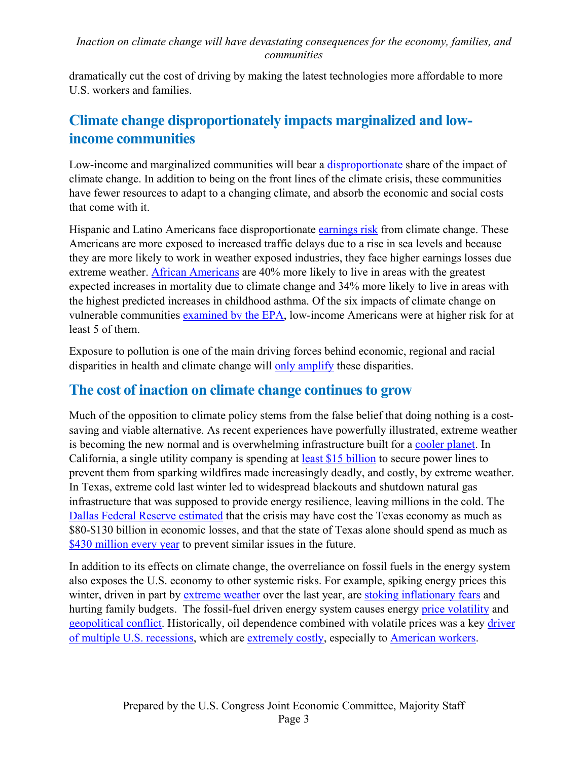dramatically cut the cost of driving by making the latest technologies more affordable to more U.S. workers and families.

## Climate change disproportionately impacts marginalized and low-income communities

Low-income and marginalized communities will bear a disproportionate share of the impact of climate change. In addition to being on the front lines of the climate crisis, these communities have fewer resources to adapt to a changing climate, and absorb the economic and social costs that come with it.

Hispanic and Latino Americans face disproportionate earnings risk from climate change. These Americans are more exposed to increased traffic delays due to a rise in sea levels and because they are more likely to work in weather exposed industries, they face higher earnings losses due extreme weather. African Americans are 40% more likely to live in areas with the greatest expected increases in mortality due to climate change and 34% more likely to live in areas with the highest predicted increases in childhood asthma. Of the six impacts of climate change on vulnerable communities examined by the EPA, low-income Americans were at higher risk for at least 5 of them.

Exposure to pollution is one of the main driving forces behind economic, regional and racial disparities in health and climate change will only amplify these disparities.

## The cost of inaction on climate change continues to grow

Much of the opposition to climate policy stems from the false belief that doing nothing is a cost-saving and viable alternative. As recent experiences have powerfully illustrated, extreme weather is becoming the new normal and is overwhelming infrastructure built for a cooler planet. In California, a single utility company is spending at least $15 billion to secure power lines to prevent them from sparking wildfires made increasingly deadly, and costly, by extreme weather. In Texas, extreme cold last winter led to widespread blackouts and shutdown natural gas infrastructure that was supposed to provide energy resilience, leaving millions in the cold. The Dallas Federal Reserve estimated that the crisis may have cost the Texas economy as much as $80-$130 billion in economic losses, and that the state of Texas alone should spend as much as $430 million every year to prevent similar issues in the future.

In addition to its effects on climate change, the overreliance on fossil fuels in the energy system also exposes the U.S. economy to other systemic risks. For example, spiking energy prices this winter, driven in part by extreme weather over the last year, are stoking inflationary fears and hurting family budgets. The fossil-fuel driven energy system causes energy price volatility and geopolitical conflict. Historically, oil dependence combined with volatile prices was a key driver of multiple U.S. recessions, which are extremely costly, especially to American workers.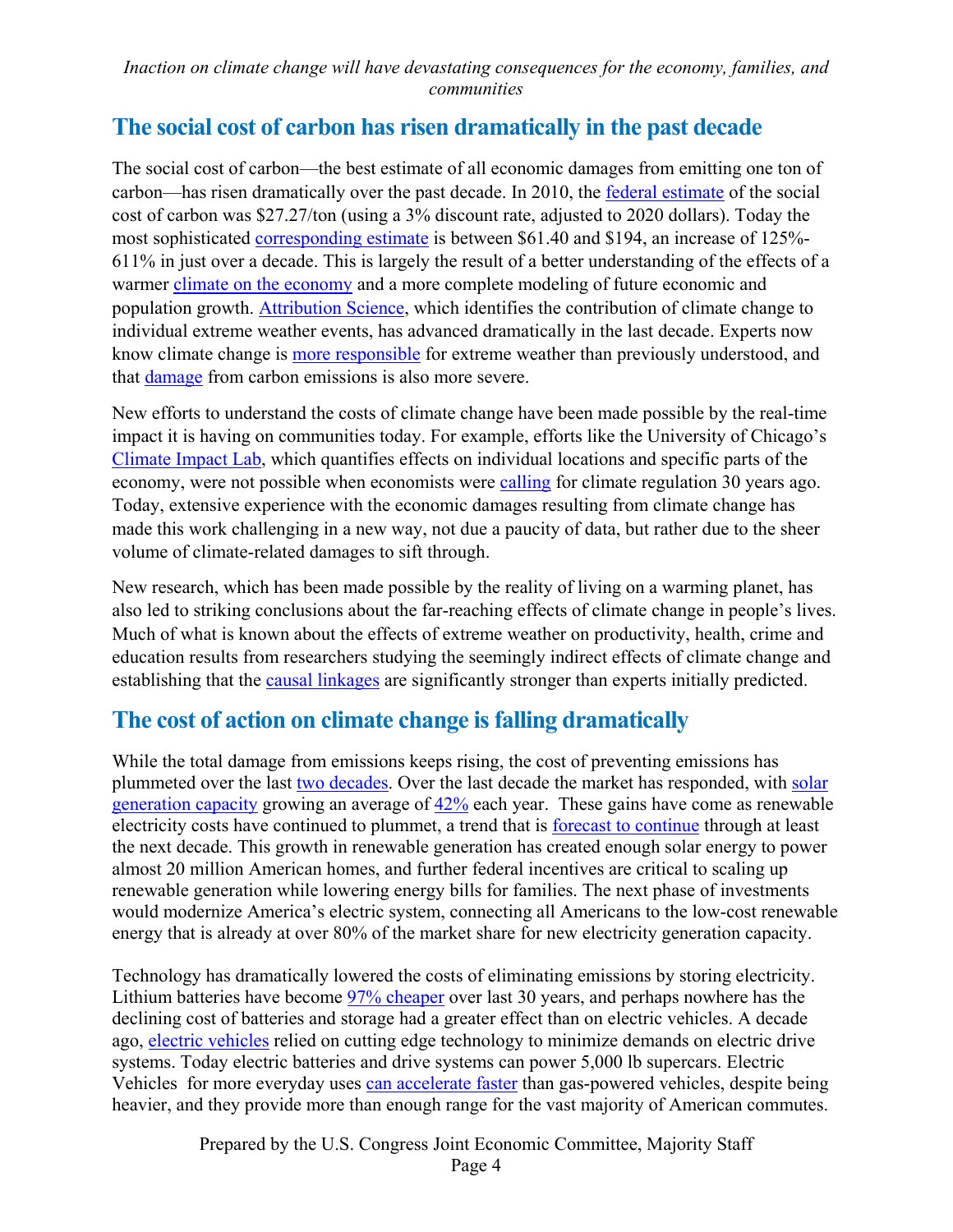*Inaction on climate change will have devastating consequences for the economy, families, and communities*

## The social cost of carbon has risen dramatically in the past decade

The social cost of carbon—the best estimate of all economic damages from emitting one ton of carbon—has risen dramatically over the past decade. In 2010, the federal estimate of the social cost of carbon was $27.27/ton (using a 3% discount rate, adjusted to 2020 dollars). Today the most sophisticated corresponding estimate is between $61.40 and $194, an increase of 125%-611% in just over a decade. This is largely the result of a better understanding of the effects of a warmer climate on the economy and a more complete modeling of future economic and population growth. Attribution Science, which identifies the contribution of climate change to individual extreme weather events, has advanced dramatically in the last decade. Experts now know climate change is more responsible for extreme weather than previously understood, and that damage from carbon emissions is also more severe.

New efforts to understand the costs of climate change have been made possible by the real-time impact it is having on communities today. For example, efforts like the University of Chicago's Climate Impact Lab, which quantifies effects on individual locations and specific parts of the economy, were not possible when economists were calling for climate regulation 30 years ago. Today, extensive experience with the economic damages resulting from climate change has made this work challenging in a new way, not due a paucity of data, but rather due to the sheer volume of climate-related damages to sift through.

New research, which has been made possible by the reality of living on a warming planet, has also led to striking conclusions about the far-reaching effects of climate change in people's lives. Much of what is known about the effects of extreme weather on productivity, health, crime and education results from researchers studying the seemingly indirect effects of climate change and establishing that the causal linkages are significantly stronger than experts initially predicted.

## The cost of action on climate change is falling dramatically

While the total damage from emissions keeps rising, the cost of preventing emissions has plummeted over the last two decades. Over the last decade the market has responded, with solar generation capacity growing an average of 42% each year. These gains have come as renewable electricity costs have continued to plummet, a trend that is forecast to continue through at least the next decade. This growth in renewable generation has created enough solar energy to power almost 20 million American homes, and further federal incentives are critical to scaling up renewable generation while lowering energy bills for families. The next phase of investments would modernize America's electric system, connecting all Americans to the low-cost renewable energy that is already at over 80% of the market share for new electricity generation capacity.

Technology has dramatically lowered the costs of eliminating emissions by storing electricity. Lithium batteries have become 97% cheaper over last 30 years, and perhaps nowhere has the declining cost of batteries and storage had a greater effect than on electric vehicles. A decade ago, electric vehicles relied on cutting edge technology to minimize demands on electric drive systems. Today electric batteries and drive systems can power 5,000 lb supercars. Electric Vehicles for more everyday uses can accelerate faster than gas-powered vehicles, despite being heavier, and they provide more than enough range for the vast majority of American commutes.

Prepared by the U.S. Congress Joint Economic Committee, Majority Staff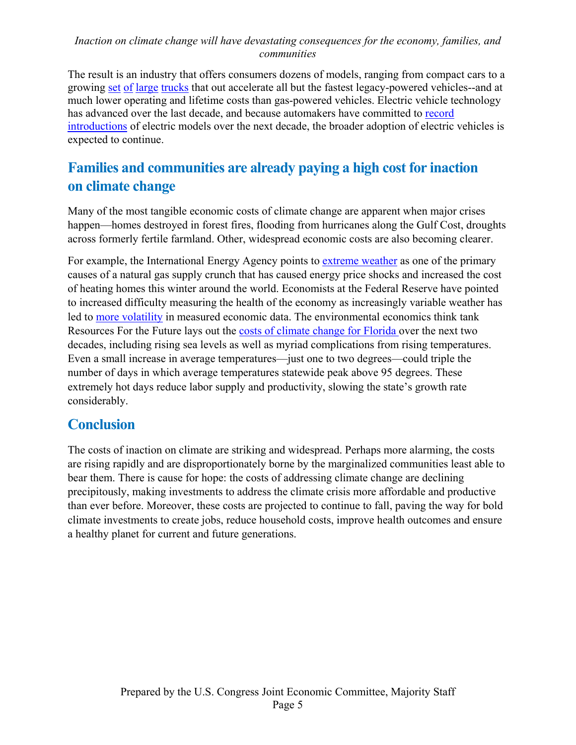The result is an industry that offers consumers dozens of models, ranging from compact cars to a growing set of large trucks that out accelerate all but the fastest legacy-powered vehicles--and at much lower operating and lifetime costs than gas-powered vehicles. Electric vehicle technology has advanced over the last decade, and because automakers have committed to record introductions of electric models over the next decade, the broader adoption of electric vehicles is expected to continue.

## Families and communities are already paying a high cost for inaction on climate change

Many of the most tangible economic costs of climate change are apparent when major crises happen—homes destroyed in forest fires, flooding from hurricanes along the Gulf Cost, droughts across formerly fertile farmland. Other, widespread economic costs are also becoming clearer.

For example, the International Energy Agency points to extreme weather as one of the primary causes of a natural gas supply crunch that has caused energy price shocks and increased the cost of heating homes this winter around the world. Economists at the Federal Reserve have pointed to increased difficulty measuring the health of the economy as increasingly variable weather has led to more volatility in measured economic data. The environmental economics think tank Resources For the Future lays out the costs of climate change for Florida over the next two decades, including rising sea levels as well as myriad complications from rising temperatures. Even a small increase in average temperatures—just one to two degrees—could triple the number of days in which average temperatures statewide peak above 95 degrees. These extremely hot days reduce labor supply and productivity, slowing the state's growth rate considerably.

## Conclusion

The costs of inaction on climate are striking and widespread. Perhaps more alarming, the costs are rising rapidly and are disproportionately borne by the marginalized communities least able to bear them. There is cause for hope: the costs of addressing climate change are declining precipitously, making investments to address the climate crisis more affordable and productive than ever before. Moreover, these costs are projected to continue to fall, paving the way for bold climate investments to create jobs, reduce household costs, improve health outcomes and ensure a healthy planet for current and future generations.